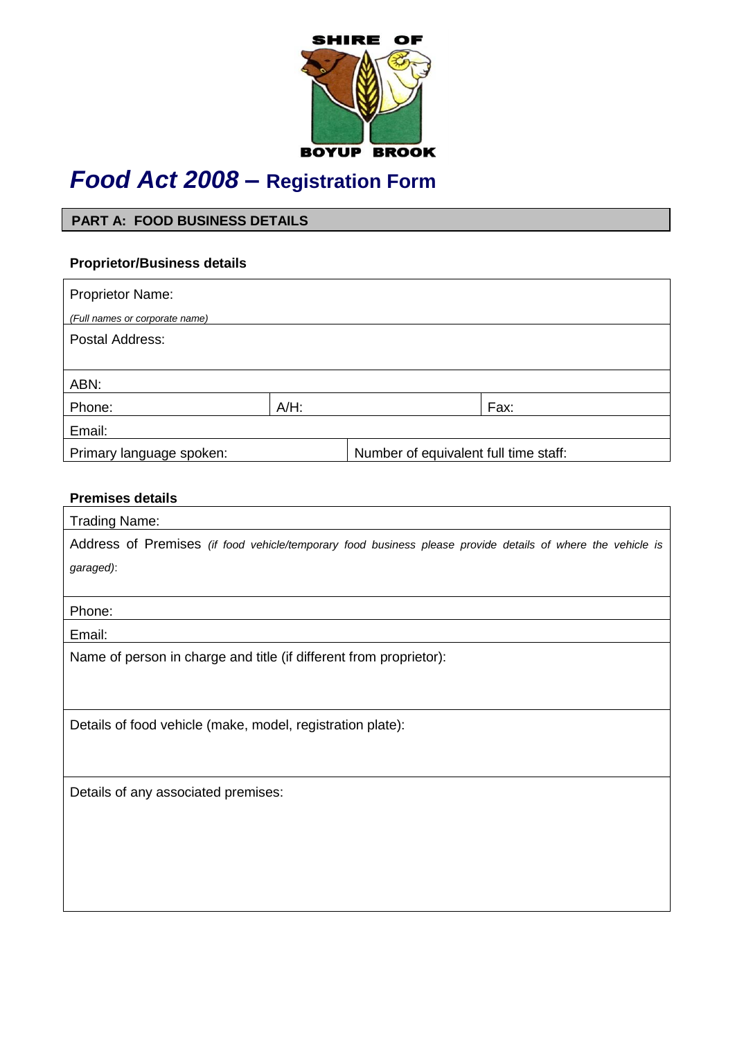SHIRE OF BOYUP BROOK

# *Food Act 2008* – Registration Form

## PART A: FOOD BUSINESS DETAILS

### Proprietor/Business details

| | | |
|---|---|---|
| Proprietor Name:<br>*(Full names or corporate name)* | | |
| Postal Address: | | |
| ABN: | | |
| Phone: | A/H: | Fax: |
| Email: | | |
| Primary language spoken: | Number of equivalent full time staff: | |

### Premises details

| |
|---|
| Trading Name: |
| Address of Premises *(if food vehicle/temporary food business please provide details of where the vehicle is garaged)*: |
| Phone: |
| Email: |
| Name of person in charge and title (if different from proprietor): |
| Details of food vehicle (make, model, registration plate): |
| Details of any associated premises: |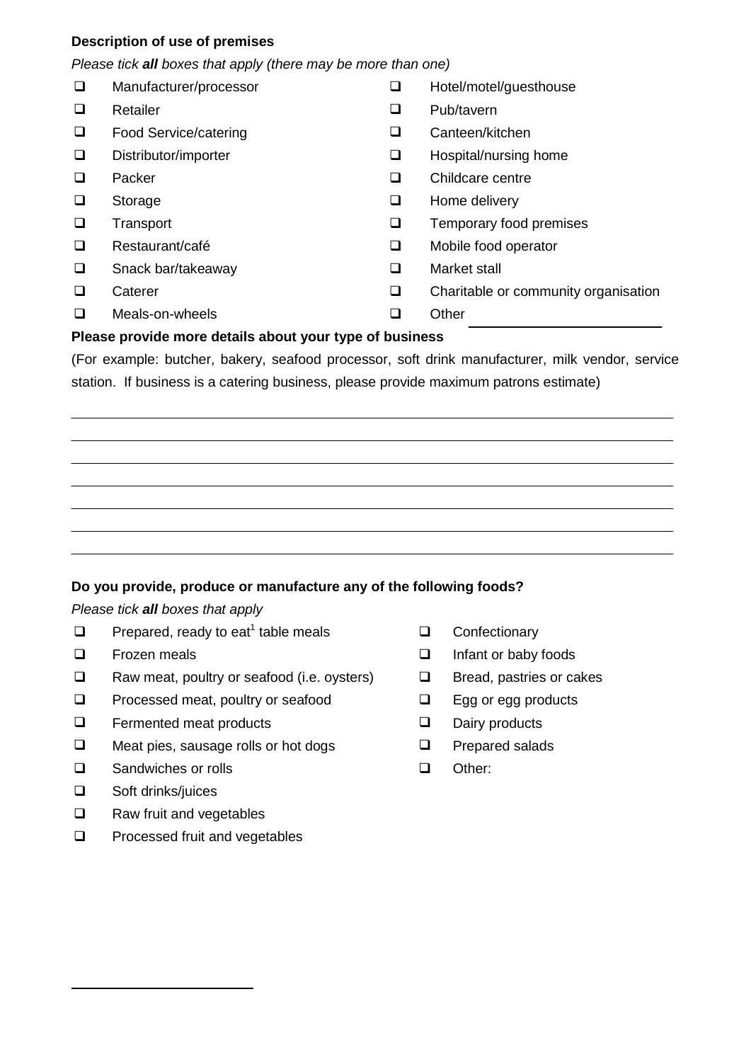**Description of use of premises**

*Please tick **all** boxes that apply (there may be more than one)*

- ☐ Manufacturer/processor
- ☐ Retailer
- ☐ Food Service/catering
- ☐ Distributor/importer
- ☐ Packer
- ☐ Storage
- ☐ Transport
- ☐ Restaurant/café
- ☐ Snack bar/takeaway
- ☐ Caterer
- ☐ Meals-on-wheels
- ☐ Hotel/motel/guesthouse
- ☐ Pub/tavern
- ☐ Canteen/kitchen
- ☐ Hospital/nursing home
- ☐ Childcare centre
- ☐ Home delivery
- ☐ Temporary food premises
- ☐ Mobile food operator
- ☐ Market stall
- ☐ Charitable or community organisation
- ☐ Other ______________________

**Please provide more details about your type of business**

(For example: butcher, bakery, seafood processor, soft drink manufacturer, milk vendor, service station. If business is a catering business, please provide maximum patrons estimate)

______________________________________________________________________

______________________________________________________________________

______________________________________________________________________

______________________________________________________________________

______________________________________________________________________

______________________________________________________________________

______________________________________________________________________

**Do you provide, produce or manufacture any of the following foods?**

*Please tick **all** boxes that apply*

- ☐ Prepared, ready to eat[1] table meals
- ☐ Frozen meals
- ☐ Raw meat, poultry or seafood (i.e. oysters)
- ☐ Processed meat, poultry or seafood
- ☐ Fermented meat products
- ☐ Meat pies, sausage rolls or hot dogs
- ☐ Sandwiches or rolls
- ☐ Soft drinks/juices
- ☐ Raw fruit and vegetables
- ☐ Processed fruit and vegetables
- ☐ Confectionary
- ☐ Infant or baby foods
- ☐ Bread, pastries or cakes
- ☐ Egg or egg products
- ☐ Dairy products
- ☐ Prepared salads
- ☐ Other: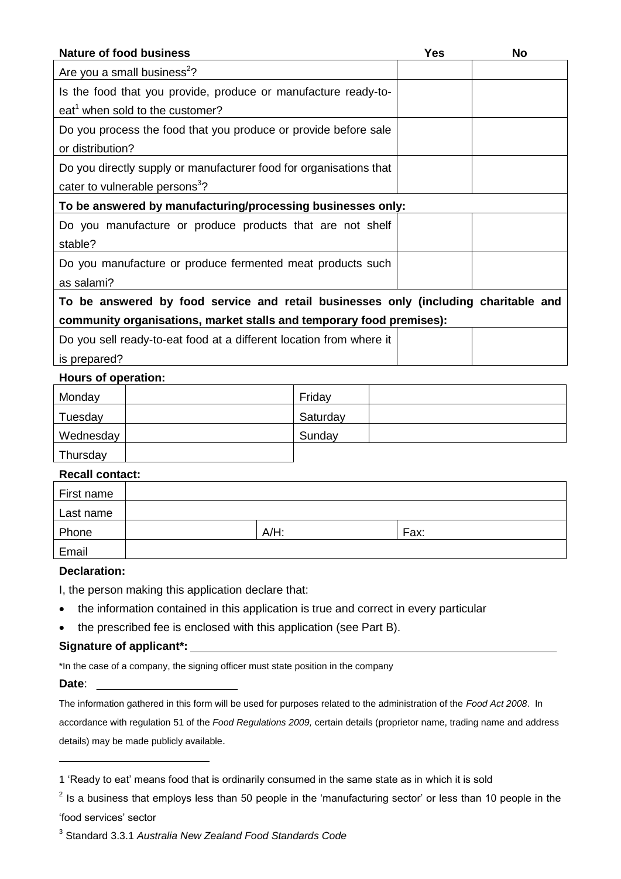| Nature of food business | Yes | No |
| --- | --- | --- |
| Are you a small business[2]? | | |
| Is the food that you provide, produce or manufacture ready-to-eat[1] when sold to the customer? | | |
| Do you process the food that you produce or provide before sale or distribution? | | |
| Do you directly supply or manufacturer food for organisations that cater to vulnerable persons[3]? | | |
| **To be answered by manufacturing/processing businesses only:** | | |
| Do you manufacture or produce products that are not shelf stable? | | |
| Do you manufacture or produce fermented meat products such as salami? | | |
| **To be answered by food service and retail businesses only (including charitable and community organisations, market stalls and temporary food premises):** | | |
| Do you sell ready-to-eat food at a different location from where it is prepared? | | |

**Hours of operation:**

| | | | |
| --- | --- | --- | --- |
| Monday | | Friday | |
| Tuesday | | Saturday | |
| Wednesday | | Sunday | |
| Thursday | | | |

**Recall contact:**

| | | | |
| --- | --- | --- | --- |
| First name | | | |
| Last name | | | |
| Phone | | A/H: | Fax: |
| Email | | | |

**Declaration:**

I, the person making this application declare that:

- the information contained in this application is true and correct in every particular
- the prescribed fee is enclosed with this application (see Part B).

**Signature of applicant*:** ____________________

*In the case of a company, the signing officer must state position in the company

**Date**: ____________________

The information gathered in this form will be used for purposes related to the administration of the *Food Act 2008*. In accordance with regulation 51 of the *Food Regulations 2009,* certain details (proprietor name, trading name and address details) may be made publicly available.

---

1 'Ready to eat' means food that is ordinarily consumed in the same state as in which it is sold

2 Is a business that employs less than 50 people in the 'manufacturing sector' or less than 10 people in the 'food services' sector

3 Standard 3.3.1 *Australia New Zealand Food Standards Code*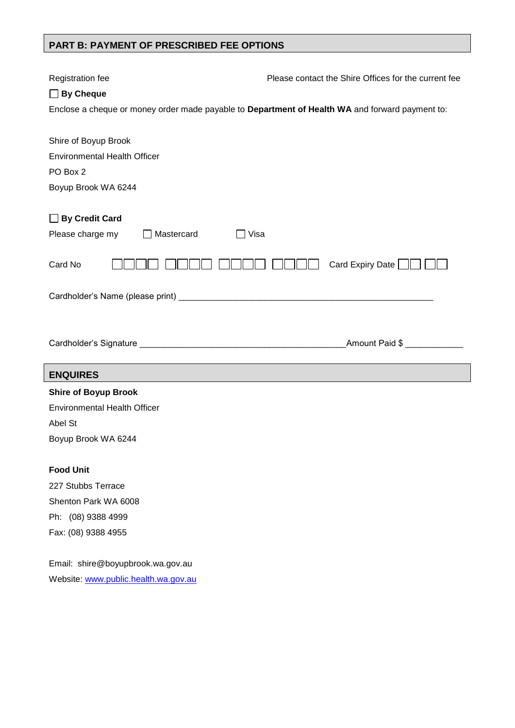## PART B: PAYMENT OF PRESCRIBED FEE OPTIONS

Registration fee — Please contact the Shire Offices for the current fee

☐ **By Cheque**

Enclose a cheque or money order made payable to **Department of Health WA** and forward payment to:

Shire of Boyup Brook
Environmental Health Officer
PO Box 2
Boyup Brook WA 6244

☐ **By Credit Card**

Please charge my ☐ Mastercard ☐ Visa

Card No ☐☐☐☐ ☐☐☐☐ ☐☐☐☐ ☐☐☐☐ Card Expiry Date ☐☐ ☐☐

Cardholder's Name (please print) ______________________________________________________

Cardholder's Signature ___________________________________________ Amount Paid $ ____________

## ENQUIRIES

**Shire of Boyup Brook**
Environmental Health Officer
Abel St
Boyup Brook WA 6244

**Food Unit**
227 Stubbs Terrace
Shenton Park WA 6008
Ph: (08) 9388 4999
Fax: (08) 9388 4955

Email: shire@boyupbrook.wa.gov.au
Website: www.public.health.wa.gov.au